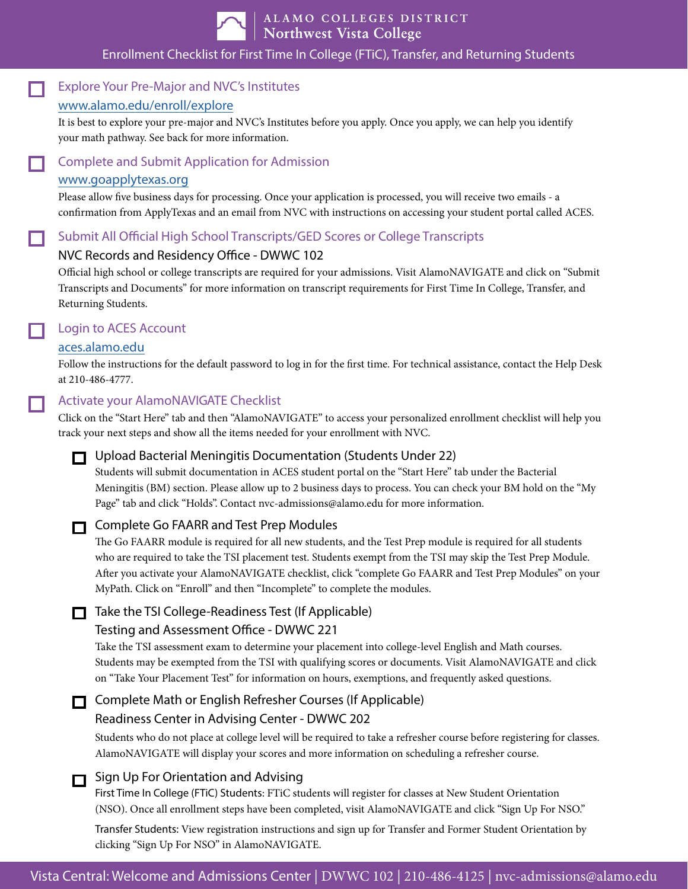# ALAMO COLLEGES DISTRICT
# Northwest Vista College

Enrollment Checklist for First Time In College (FTiC), Transfer, and Returning Students

## ☐ Explore Your Pre-Major and NVC's Institutes

www.alamo.edu/enroll/explore

It is best to explore your pre-major and NVC's Institutes before you apply. Once you apply, we can help you identify your math pathway. See back for more information.

## ☐ Complete and Submit Application for Admission

www.goapplytexas.org

Please allow five business days for processing. Once your application is processed, you will receive two emails - a confirmation from ApplyTexas and an email from NVC with instructions on accessing your student portal called ACES.

## ☐ Submit All Official High School Transcripts/GED Scores or College Transcripts

NVC Records and Residency Office - DWWC 102

Official high school or college transcripts are required for your admissions. Visit AlamoNAVIGATE and click on "Submit Transcripts and Documents" for more information on transcript requirements for First Time In College, Transfer, and Returning Students.

## ☐ Login to ACES Account

aces.alamo.edu

Follow the instructions for the default password to log in for the first time. For technical assistance, contact the Help Desk at 210-486-4777.

## ☐ Activate your AlamoNAVIGATE Checklist

Click on the "Start Here" tab and then "AlamoNAVIGATE" to access your personalized enrollment checklist will help you track your next steps and show all the items needed for your enrollment with NVC.

### ☐ Upload Bacterial Meningitis Documentation (Students Under 22)

Students will submit documentation in ACES student portal on the "Start Here" tab under the Bacterial Meningitis (BM) section. Please allow up to 2 business days to process. You can check your BM hold on the "My Page" tab and click "Holds". Contact nvc-admissions@alamo.edu for more information.

### ☐ Complete Go FAARR and Test Prep Modules

The Go FAARR module is required for all new students, and the Test Prep module is required for all students who are required to take the TSI placement test. Students exempt from the TSI may skip the Test Prep Module. After you activate your AlamoNAVIGATE checklist, click "complete Go FAARR and Test Prep Modules" on your MyPath. Click on "Enroll" and then "Incomplete" to complete the modules.

### ☐ Take the TSI College-Readiness Test (If Applicable)

Testing and Assessment Office - DWWC 221

Take the TSI assessment exam to determine your placement into college-level English and Math courses. Students may be exempted from the TSI with qualifying scores or documents. Visit AlamoNAVIGATE and click on "Take Your Placement Test" for information on hours, exemptions, and frequently asked questions.

### ☐ Complete Math or English Refresher Courses (If Applicable)

Readiness Center in Advising Center - DWWC 202

Students who do not place at college level will be required to take a refresher course before registering for classes. AlamoNAVIGATE will display your scores and more information on scheduling a refresher course.

### ☐ Sign Up For Orientation and Advising

First Time In College (FTiC) Students: FTiC students will register for classes at New Student Orientation (NSO). Once all enrollment steps have been completed, visit AlamoNAVIGATE and click "Sign Up For NSO."

Transfer Students: View registration instructions and sign up for Transfer and Former Student Orientation by clicking "Sign Up For NSO" in AlamoNAVIGATE.

Vista Central: Welcome and Admissions Center | DWWC 102 | 210-486-4125 | nvc-admissions@alamo.edu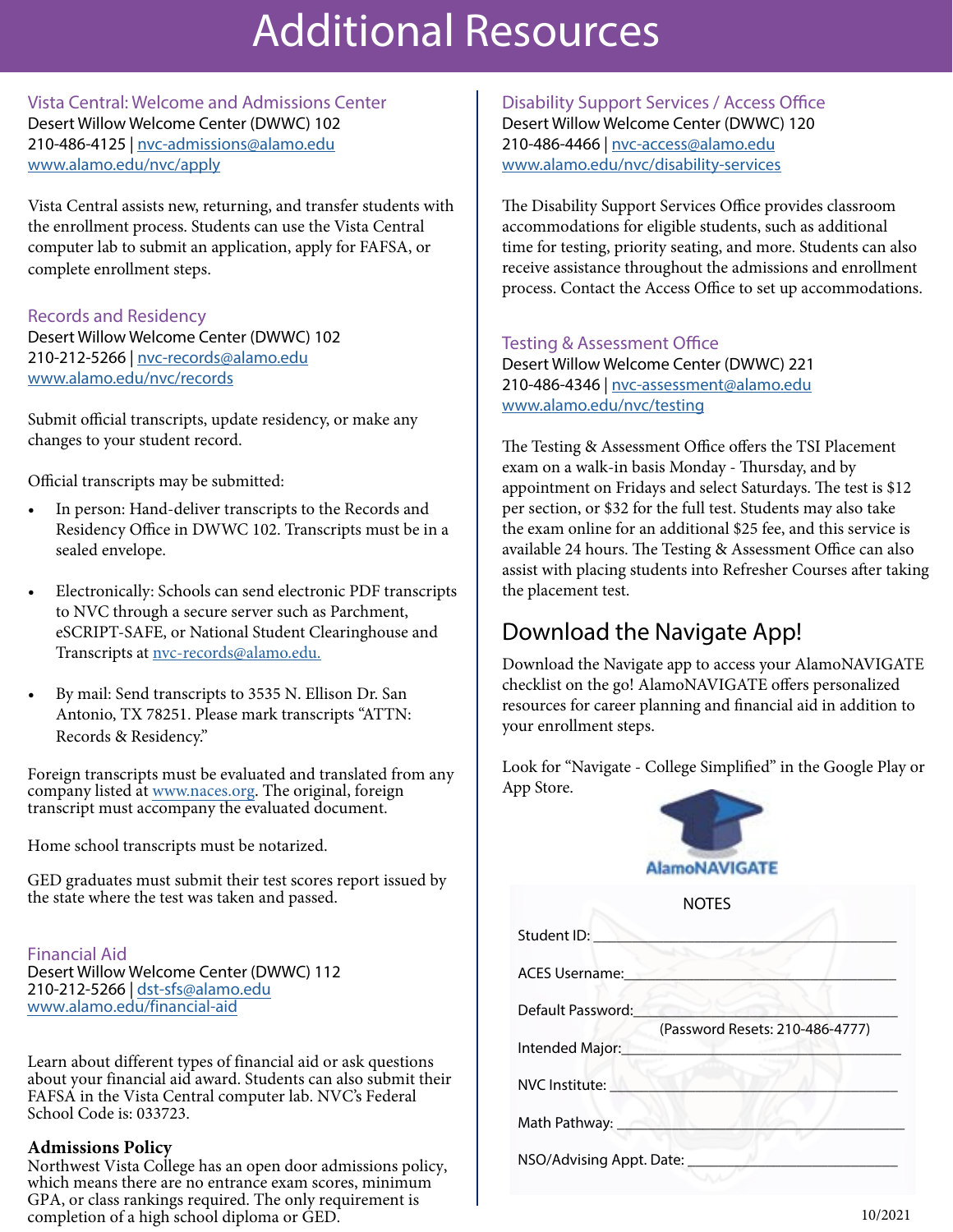# Additional Resources

## Vista Central: Welcome and Admissions Center

Desert Willow Welcome Center (DWWC) 102
210-486-4125 | nvc-admissions@alamo.edu
www.alamo.edu/nvc/apply

Vista Central assists new, returning, and transfer students with the enrollment process. Students can use the Vista Central computer lab to submit an application, apply for FAFSA, or complete enrollment steps.

## Records and Residency

Desert Willow Welcome Center (DWWC) 102
210-212-5266 | nvc-records@alamo.edu
www.alamo.edu/nvc/records

Submit official transcripts, update residency, or make any changes to your student record.

Official transcripts may be submitted:

- In person: Hand-deliver transcripts to the Records and Residency Office in DWWC 102. Transcripts must be in a sealed envelope.
- Electronically: Schools can send electronic PDF transcripts to NVC through a secure server such as Parchment, eSCRIPT-SAFE, or National Student Clearinghouse and Transcripts at nvc-records@alamo.edu.
- By mail: Send transcripts to 3535 N. Ellison Dr. San Antonio, TX 78251. Please mark transcripts "ATTN: Records & Residency."

Foreign transcripts must be evaluated and translated from any company listed at www.naces.org. The original, foreign transcript must accompany the evaluated document.

Home school transcripts must be notarized.

GED graduates must submit their test scores report issued by the state where the test was taken and passed.

## Financial Aid

Desert Willow Welcome Center (DWWC) 112
210-212-5266 | dst-sfs@alamo.edu
www.alamo.edu/financial-aid

Learn about different types of financial aid or ask questions about your financial aid award. Students can also submit their FAFSA in the Vista Central computer lab. NVC's Federal School Code is: 033723.

### Admissions Policy

Northwest Vista College has an open door admissions policy, which means there are no entrance exam scores, minimum GPA, or class rankings required. The only requirement is completion of a high school diploma or GED.

## Disability Support Services / Access Office

Desert Willow Welcome Center (DWWC) 120
210-486-4466 | nvc-access@alamo.edu
www.alamo.edu/nvc/disability-services

The Disability Support Services Office provides classroom accommodations for eligible students, such as additional time for testing, priority seating, and more. Students can also receive assistance throughout the admissions and enrollment process. Contact the Access Office to set up accommodations.

## Testing & Assessment Office

Desert Willow Welcome Center (DWWC) 221
210-486-4346 | nvc-assessment@alamo.edu
www.alamo.edu/nvc/testing

The Testing & Assessment Office offers the TSI Placement exam on a walk-in basis Monday - Thursday, and by appointment on Fridays and select Saturdays. The test is $12 per section, or $32 for the full test. Students may also take the exam online for an additional $25 fee, and this service is available 24 hours. The Testing & Assessment Office can also assist with placing students into Refresher Courses after taking the placement test.

## Download the Navigate App!

Download the Navigate app to access your AlamoNAVIGATE checklist on the go! AlamoNAVIGATE offers personalized resources for career planning and financial aid in addition to your enrollment steps.

Look for "Navigate - College Simplified" in the Google Play or App Store.

AlamoNAVIGATE

NOTES

Student ID: ____________________

ACES Username: ____________________

Default Password: ____________________
(Password Resets: 210-486-4777)

Intended Major: ____________________

NVC Institute: ____________________

Math Pathway: ____________________

NSO/Advising Appt. Date: ____________________

10/2021